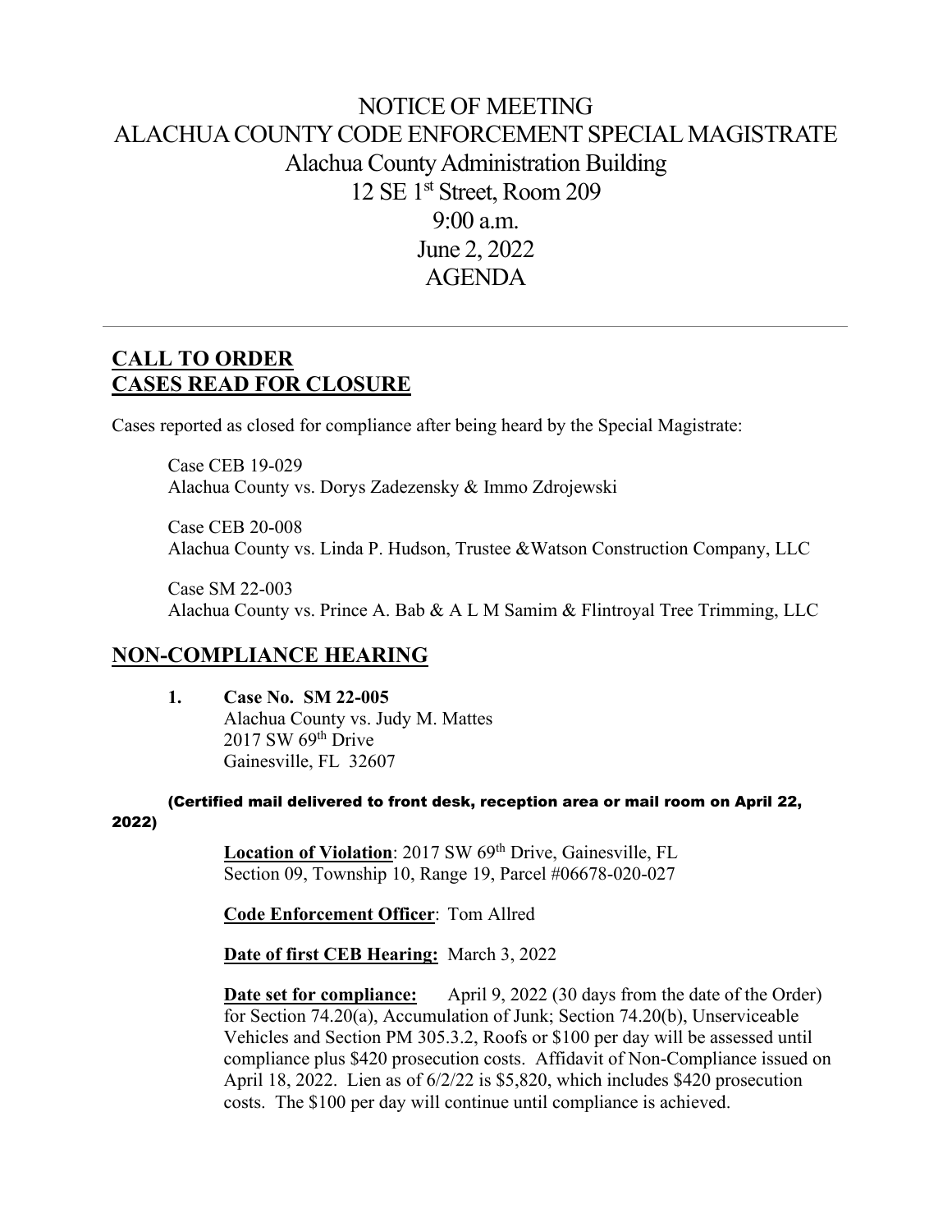# NOTICE OF MEETING
# ALACHUA COUNTY CODE ENFORCEMENT SPECIAL MAGISTRATE

Alachua County Administration Building
12 SE 1st Street, Room 209
9:00 a.m.
June 2, 2022
AGENDA

---

## CALL TO ORDER
## CASES READ FOR CLOSURE

Cases reported as closed for compliance after being heard by the Special Magistrate:

Case CEB 19-029
Alachua County vs. Dorys Zadezensky & Immo Zdrojewski

Case CEB 20-008
Alachua County vs. Linda P. Hudson, Trustee &Watson Construction Company, LLC

Case SM 22-003
Alachua County vs. Prince A. Bab & A L M Samim & Flintroyal Tree Trimming, LLC

## NON-COMPLIANCE HEARING

1. **Case No. SM 22-005**
   Alachua County vs. Judy M. Mattes
   2017 SW 69th Drive
   Gainesville, FL 32607

**(Certified mail delivered to front desk, reception area or mail room on April 22, 2022)**

**Location of Violation**: 2017 SW 69th Drive, Gainesville, FL
Section 09, Township 10, Range 19, Parcel #06678-020-027

**Code Enforcement Officer**: Tom Allred

**Date of first CEB Hearing:** March 3, 2022

**Date set for compliance:** April 9, 2022 (30 days from the date of the Order) for Section 74.20(a), Accumulation of Junk; Section 74.20(b), Unserviceable Vehicles and Section PM 305.3.2, Roofs or $100 per day will be assessed until compliance plus $420 prosecution costs. Affidavit of Non-Compliance issued on April 18, 2022. Lien as of 6/2/22 is $5,820, which includes $420 prosecution costs. The $100 per day will continue until compliance is achieved.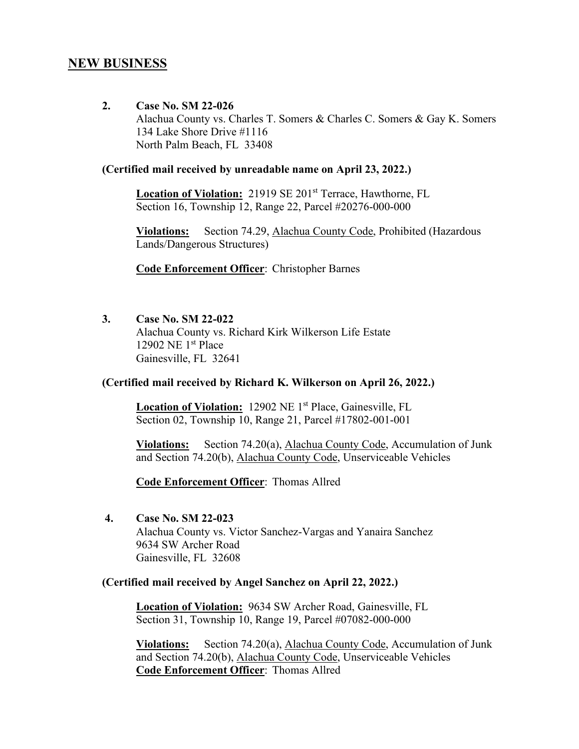## NEW BUSINESS

**2. Case No. SM 22-026**

Alachua County vs. Charles T. Somers & Charles C. Somers & Gay K. Somers
134 Lake Shore Drive #1116
North Palm Beach, FL 33408

**(Certified mail received by unreadable name on April 23, 2022.)**

**Location of Violation:** 21919 SE 201st Terrace, Hawthorne, FL
Section 16, Township 12, Range 22, Parcel #20276-000-000

**Violations:** Section 74.29, Alachua County Code, Prohibited (Hazardous Lands/Dangerous Structures)

**Code Enforcement Officer**: Christopher Barnes

**3. Case No. SM 22-022**

Alachua County vs. Richard Kirk Wilkerson Life Estate
12902 NE 1st Place
Gainesville, FL 32641

**(Certified mail received by Richard K. Wilkerson on April 26, 2022.)**

**Location of Violation:** 12902 NE 1st Place, Gainesville, FL
Section 02, Township 10, Range 21, Parcel #17802-001-001

**Violations:** Section 74.20(a), Alachua County Code, Accumulation of Junk and Section 74.20(b), Alachua County Code, Unserviceable Vehicles

**Code Enforcement Officer**: Thomas Allred

**4. Case No. SM 22-023**

Alachua County vs. Victor Sanchez-Vargas and Yanaira Sanchez
9634 SW Archer Road
Gainesville, FL 32608

**(Certified mail received by Angel Sanchez on April 22, 2022.)**

**Location of Violation:** 9634 SW Archer Road, Gainesville, FL
Section 31, Township 10, Range 19, Parcel #07082-000-000

**Violations:** Section 74.20(a), Alachua County Code, Accumulation of Junk and Section 74.20(b), Alachua County Code, Unserviceable Vehicles

**Code Enforcement Officer**: Thomas Allred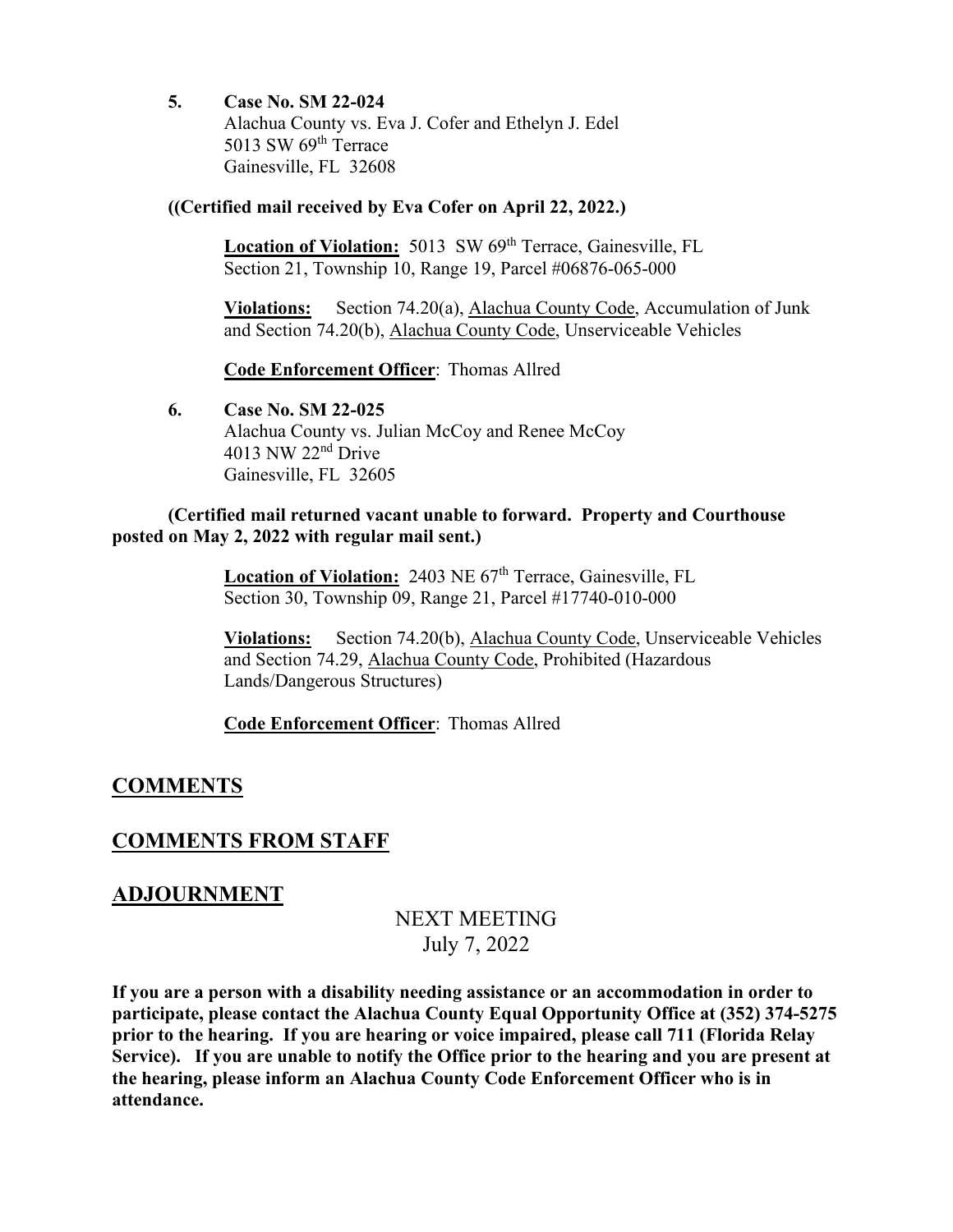5. **Case No. SM 22-024**
   Alachua County vs. Eva J. Cofer and Ethelyn J. Edel
   5013 SW 69th Terrace
   Gainesville, FL 32608

**((Certified mail received by Eva Cofer on April 22, 2022.)**

**Location of Violation:** 5013 SW 69th Terrace, Gainesville, FL
Section 21, Township 10, Range 19, Parcel #06876-065-000

**Violations:** Section 74.20(a), Alachua County Code, Accumulation of Junk and Section 74.20(b), Alachua County Code, Unserviceable Vehicles

**Code Enforcement Officer**: Thomas Allred

6. **Case No. SM 22-025**
   Alachua County vs. Julian McCoy and Renee McCoy
   4013 NW 22nd Drive
   Gainesville, FL 32605

**(Certified mail returned vacant unable to forward. Property and Courthouse posted on May 2, 2022 with regular mail sent.)**

**Location of Violation:** 2403 NE 67th Terrace, Gainesville, FL
Section 30, Township 09, Range 21, Parcel #17740-010-000

**Violations:** Section 74.20(b), Alachua County Code, Unserviceable Vehicles and Section 74.29, Alachua County Code, Prohibited (Hazardous Lands/Dangerous Structures)

**Code Enforcement Officer**: Thomas Allred

## COMMENTS

## COMMENTS FROM STAFF

## ADJOURNMENT

NEXT MEETING
July 7, 2022

**If you are a person with a disability needing assistance or an accommodation in order to participate, please contact the Alachua County Equal Opportunity Office at (352) 374-5275 prior to the hearing. If you are hearing or voice impaired, please call 711 (Florida Relay Service). If you are unable to notify the Office prior to the hearing and you are present at the hearing, please inform an Alachua County Code Enforcement Officer who is in attendance.**